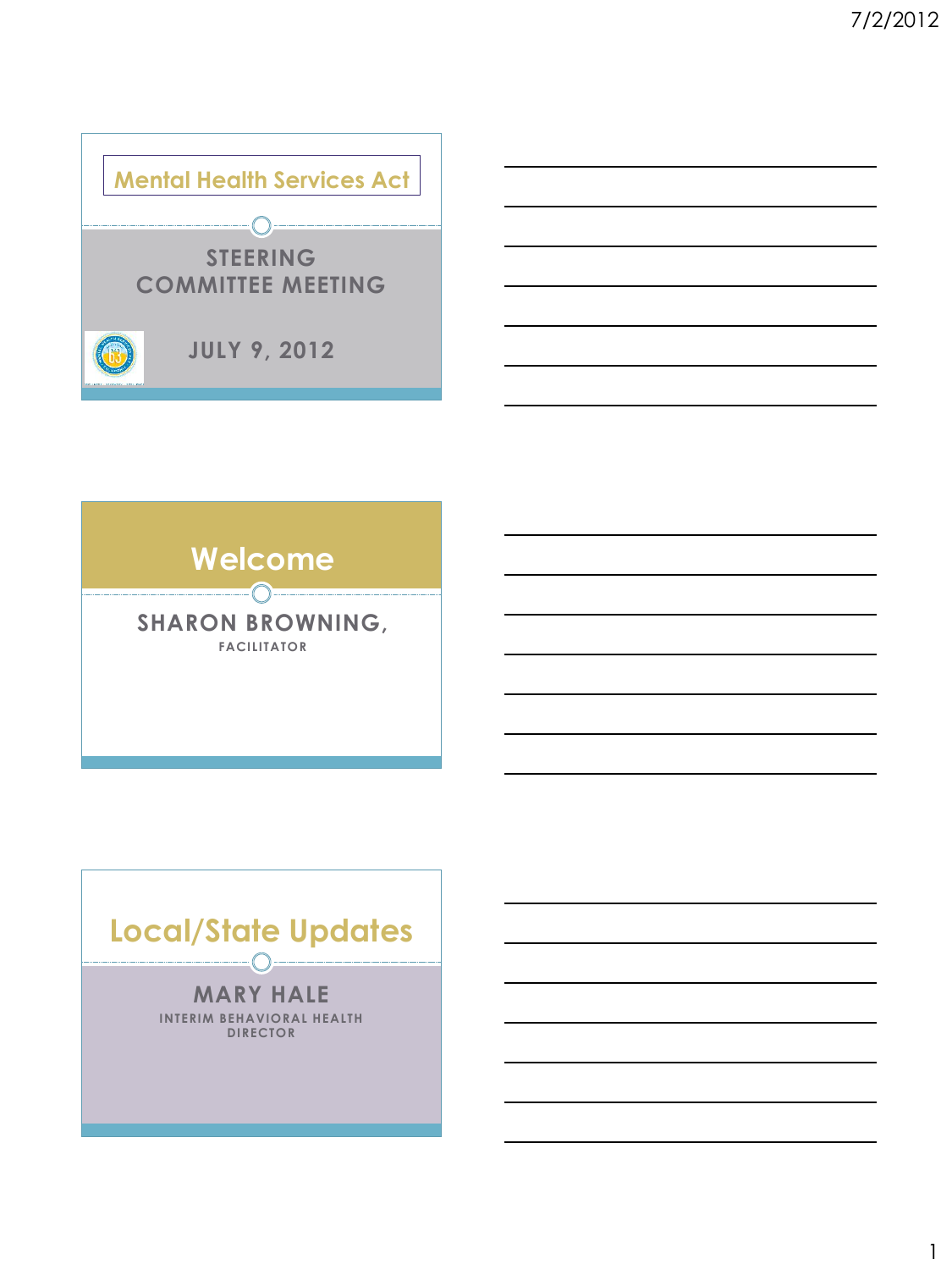# Mental Health Services Act

## STEERING COMMITTEE MEETING

JULY 9, 2012

---

# Welcome

SHARON BROWNING,

FACILITATOR

---

# Local/State Updates

MARY HALE

INTERIM BEHAVIORAL HEALTH DIRECTOR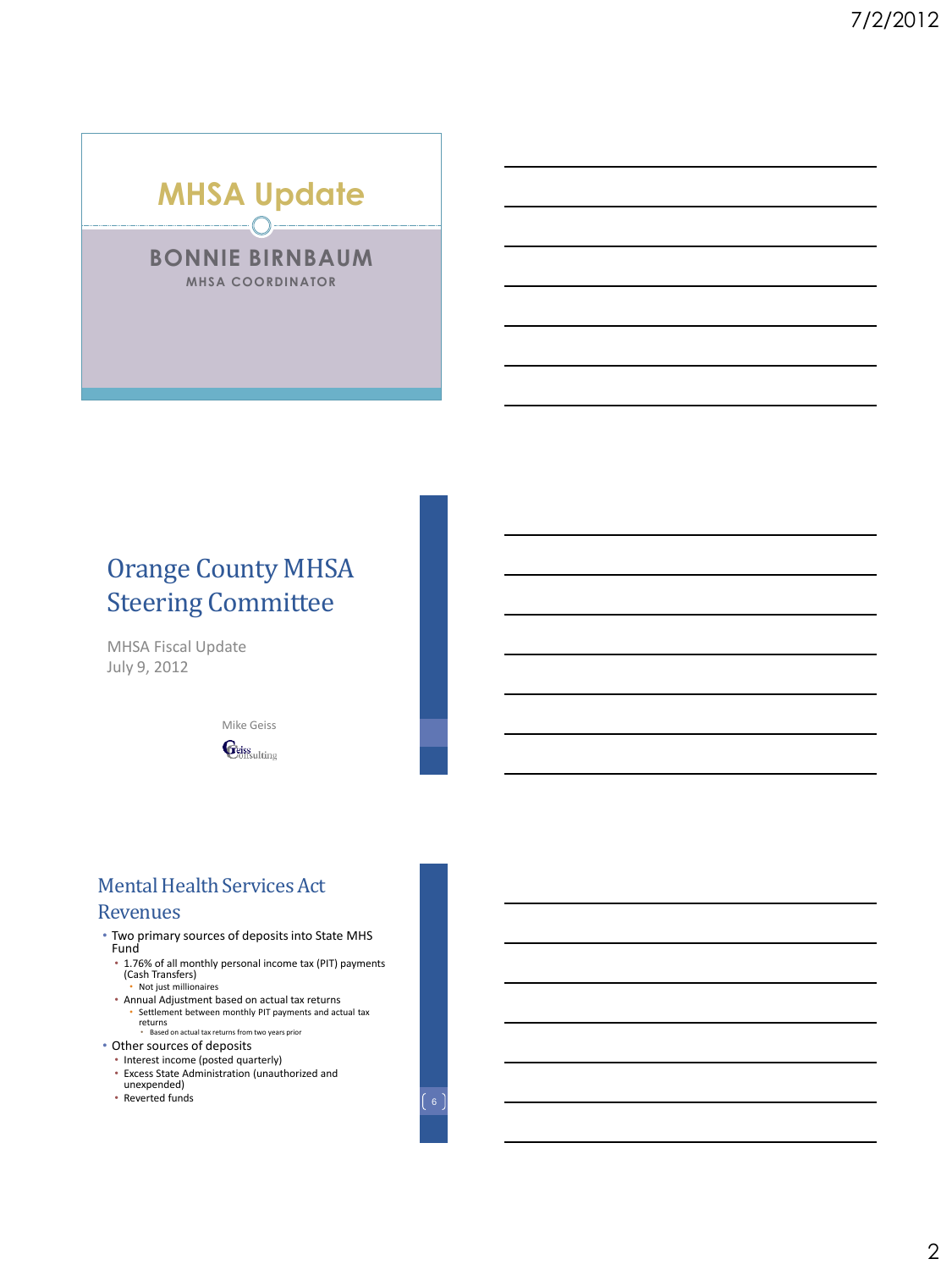# MHSA Update

**BONNIE BIRNBAUM**

MHSA COORDINATOR

# Orange County MHSA Steering Committee

MHSA Fiscal Update
July 9, 2012

Mike Geiss

Geiss Consulting

## Mental Health Services Act Revenues

- Two primary sources of deposits into State MHS Fund
  - 1.76% of all monthly personal income tax (PIT) payments (Cash Transfers)
    - Not just millionaires
  - Annual Adjustment based on actual tax returns
    - Settlement between monthly PIT payments and actual tax returns
      - Based on actual tax returns from two years prior
- Other sources of deposits
  - Interest income (posted quarterly)
  - Excess State Administration (unauthorized and unexpended)
  - Reverted funds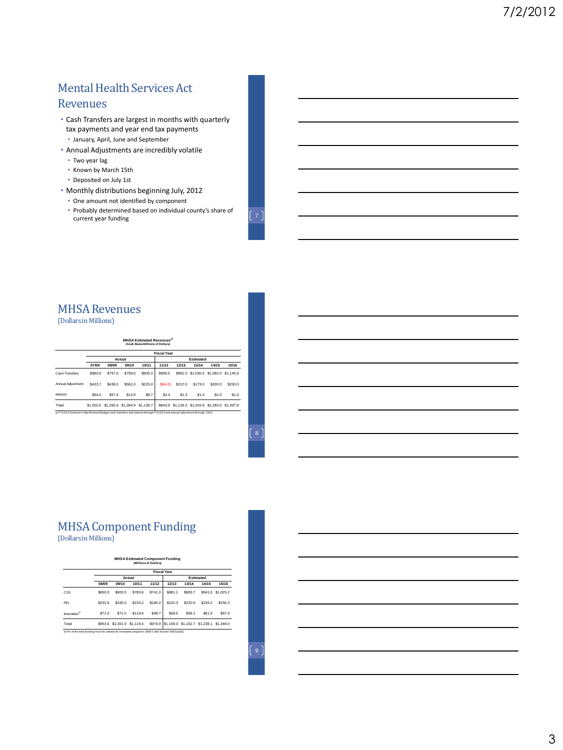## Mental Health Services Act Revenues

- Cash Transfers are largest in months with quarterly tax payments and year end tax payments
  - January, April, June and September
- Annual Adjustments are incredibly volatile
  - Two year lag
  - Known by March 15th
  - Deposited on July 1st
- Monthly distributions beginning July, 2012
  - One amount not identified by component
  - Probably determined based on individual county's share of current year funding

## MHSA Revenues

(Dollars in Millions)

**MHSA Estimated Revenues[a]**
**(Cash Basis-Millions of Dollars)**

| | Fiscal Year | | | | | | | | |
|---|---|---|---|---|---|---|---|---|---|
| | Actual | | | | Estimated | | | | |
| | 07/08 | 08/09 | 09/10 | 10/11 | 11/12 | 12/13 | 13/14 | 14/15 | 15/16 |
| Cash Transfers | $983.9 | $797.0 | $799.0 | $905.0 | $906.0 | $981.0 | $1,030.5 | $1,082.0 | $1,146.9 |
| Annual Adjustment | $423.7 | $438.0 | $581.0 | $225.0 | ($64.5) | $157.0 | $173.0 | $200.0 | $250.0 |
| Interest | $94.4 | $57.6 | $14.9 | $9.7 | $2.4 | $1.3 | $1.4 | $1.0 | $1.0 |
| Total | $1,502.0 | $1,292.6 | $1,394.9 | $1,139.7 | $843.9 | $1,139.3 | $1,204.9 | $1,283.0 | $1,397.9 |

a/ FY12/13 Governor's May Revised Budget cash transfers and interest through FY12/13 and annual adjustment through 13/14.

## MHSA Component Funding

(Dollars in Millions)

**MHSA Estimated Component Funding**
**(Millions of Dollars)**

| | Fiscal Year | | | | | | | |
|---|---|---|---|---|---|---|---|---|
| | Actual | | | | Estimated | | | |
| | 08/09 | 09/10 | 10/11 | 11/12 | 12/13 | 13/14 | 14/15 | 15/16 |
| CSS | $650.0 | $900.0 | $783.6 | $741.0 | $881.1 | $883.7 | $941.0 | $1,025.2 |
| PEI | $232.6 | $330.0 | $216.2 | $185.2 | $220.3 | $220.9 | $235.2 | $256.3 |
| Innovation[a] | $71.0 | $71.0 | $119.6 | $48.7 | $58.0 | $58.1 | $61.9 | $67.4 |
| Total | $953.6 | $1,301.0 | $1,119.4 | $974.9 | $1,159.3 | $1,162.7 | $1,238.1 | $1,349.0 |

a/ 5% of the total funding must be utilized for innovative programs (W&I Code Section 5892(a)(6)).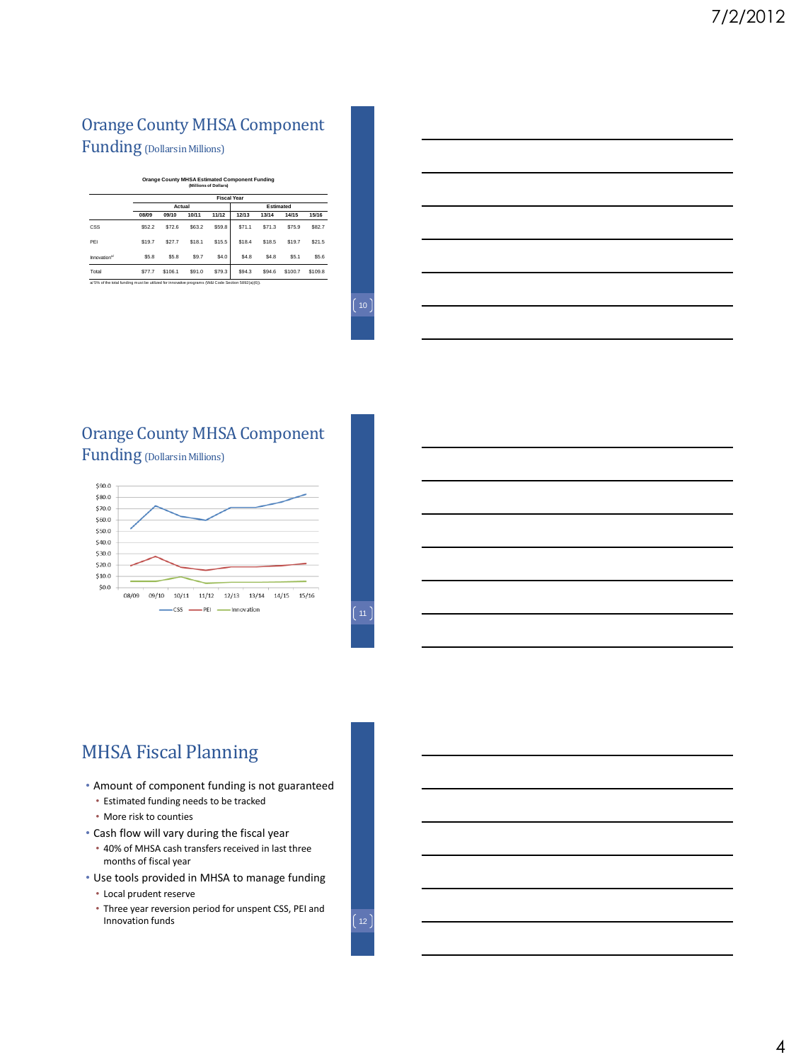## Orange County MHSA Component Funding (Dollars in Millions)

**Orange County MHSA Estimated Component Funding**
**(Millions of Dollars)**

| | Fiscal Year | | | | | | | |
|---|---|---|---|---|---|---|---|---|
| | Actual | | | | Estimated | | | |
| | 08/09 | 09/10 | 10/11 | 11/12 | 12/13 | 13/14 | 14/15 | 15/16 |
| CSS | $52.2 | $72.6 | $63.2 | $59.8 | $71.1 | $71.3 | $75.9 | $82.7 |
| PEI | $19.7 | $27.7 | $18.1 | $15.5 | $18.4 | $18.5 | $19.7 | $21.5 |
| Innovation[a] | $5.8 | $5.8 | $9.7 | $4.0 | $4.8 | $4.8 | $5.1 | $5.6 |
| Total | $77.7 | $106.1 | $91.0 | $79.3 | $94.3 | $94.6 | $100.7 | $109.8 |

a/ 5% of the total funding must be utilized for innovative programs (W&I Code Section 5892(a)(6)).

## Orange County MHSA Component Funding (Dollars in Millions)

## MHSA Fiscal Planning

- Amount of component funding is not guaranteed
  - Estimated funding needs to be tracked
  - More risk to counties
- Cash flow will vary during the fiscal year
  - 40% of MHSA cash transfers received in last three months of fiscal year
- Use tools provided in MHSA to manage funding
  - Local prudent reserve
  - Three year reversion period for unspent CSS, PEI and Innovation funds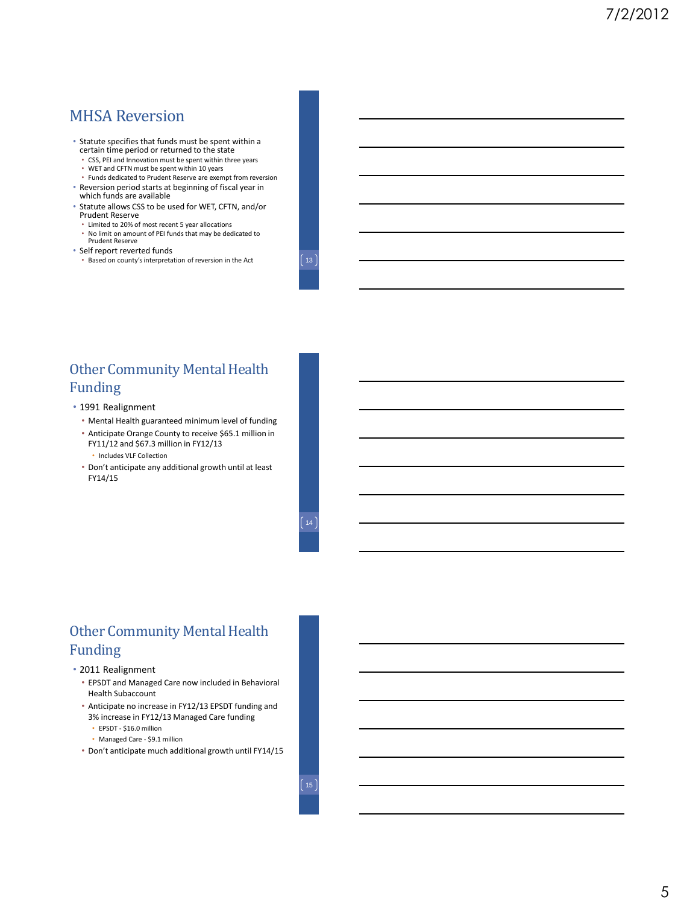## MHSA Reversion

- Statute specifies that funds must be spent within a certain time period or returned to the state
  - CSS, PEI and Innovation must be spent within three years
  - WET and CFTN must be spent within 10 years
  - Funds dedicated to Prudent Reserve are exempt from reversion
- Reversion period starts at beginning of fiscal year in which funds are available
- Statute allows CSS to be used for WET, CFTN, and/or Prudent Reserve
  - Limited to 20% of most recent 5 year allocations
  - No limit on amount of PEI funds that may be dedicated to Prudent Reserve
- Self report reverted funds
  - Based on county's interpretation of reversion in the Act

## Other Community Mental Health Funding

- 1991 Realignment
  - Mental Health guaranteed minimum level of funding
  - Anticipate Orange County to receive $65.1 million in FY11/12 and $67.3 million in FY12/13
    - Includes VLF Collection
  - Don't anticipate any additional growth until at least FY14/15

## Other Community Mental Health Funding

- 2011 Realignment
  - EPSDT and Managed Care now included in Behavioral Health Subaccount
  - Anticipate no increase in FY12/13 EPSDT funding and 3% increase in FY12/13 Managed Care funding
    - EPSDT - $16.0 million
    - Managed Care - $9.1 million
  - Don't anticipate much additional growth until FY14/15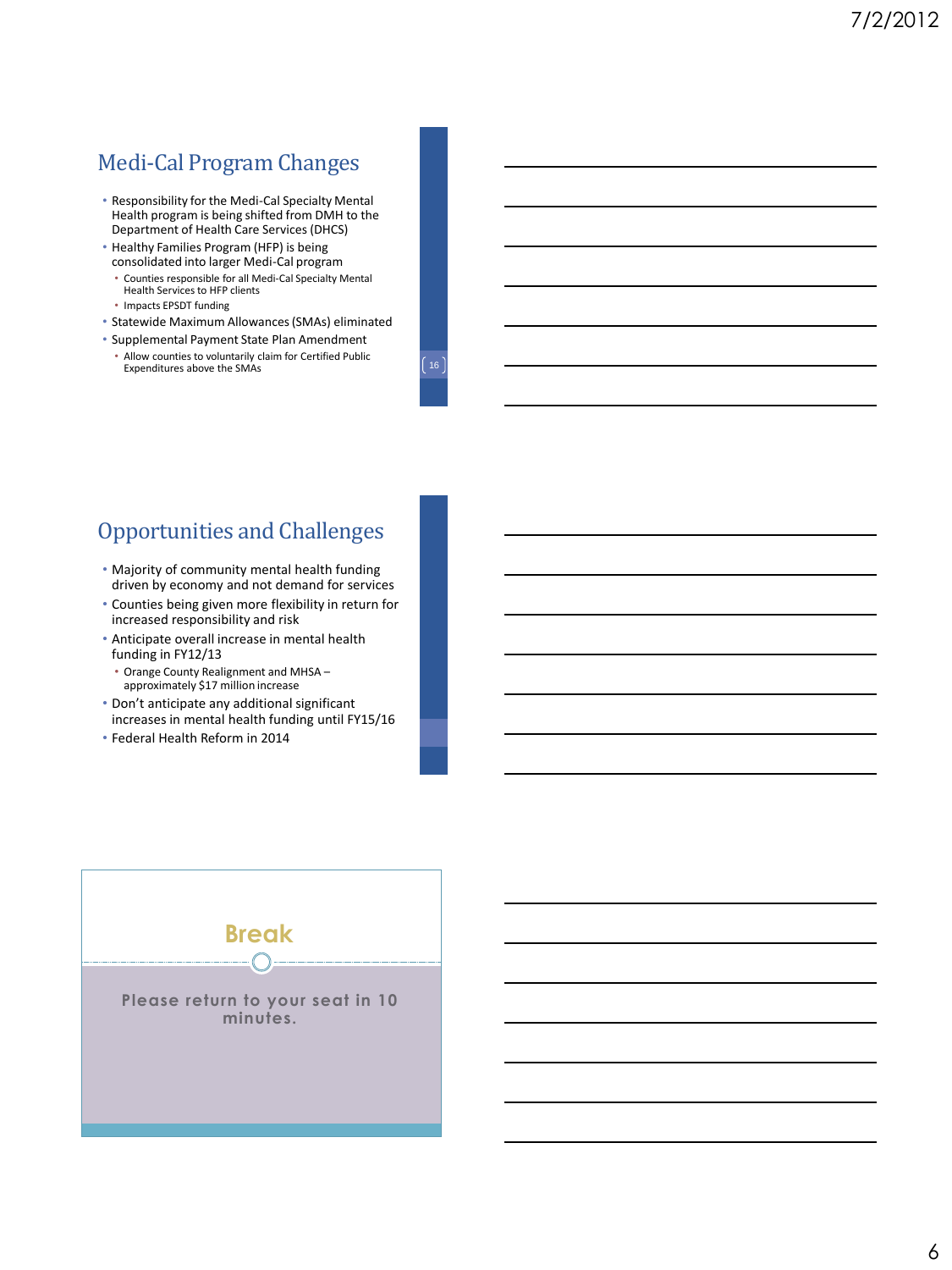## Medi-Cal Program Changes

- Responsibility for the Medi-Cal Specialty Mental Health program is being shifted from DMH to the Department of Health Care Services (DHCS)
- Healthy Families Program (HFP) is being consolidated into larger Medi-Cal program
  - Counties responsible for all Medi-Cal Specialty Mental Health Services to HFP clients
  - Impacts EPSDT funding
- Statewide Maximum Allowances (SMAs) eliminated
- Supplemental Payment State Plan Amendment
  - Allow counties to voluntarily claim for Certified Public Expenditures above the SMAs

## Opportunities and Challenges

- Majority of community mental health funding driven by economy and not demand for services
- Counties being given more flexibility in return for increased responsibility and risk
- Anticipate overall increase in mental health funding in FY12/13
  - Orange County Realignment and MHSA – approximately $17 million increase
- Don't anticipate any additional significant increases in mental health funding until FY15/16
- Federal Health Reform in 2014

## Break

Please return to your seat in 10 minutes.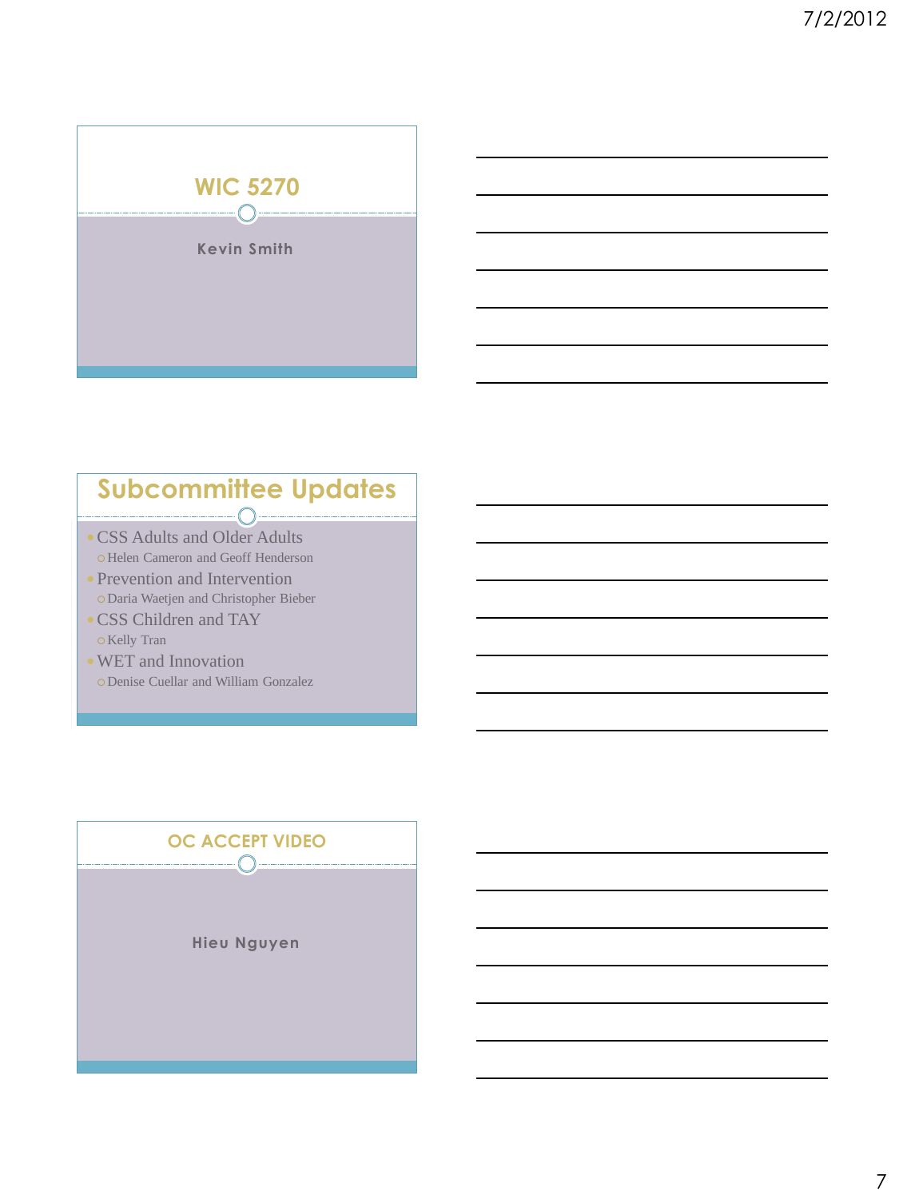## WIC 5270

Kevin Smith

## Subcommittee Updates

- CSS Adults and Older Adults
  - Helen Cameron and Geoff Henderson
- Prevention and Intervention
  - Daria Waetjen and Christopher Bieber
- CSS Children and TAY
  - Kelly Tran
- WET and Innovation
  - Denise Cuellar and William Gonzalez

## OC ACCEPT VIDEO

Hieu Nguyen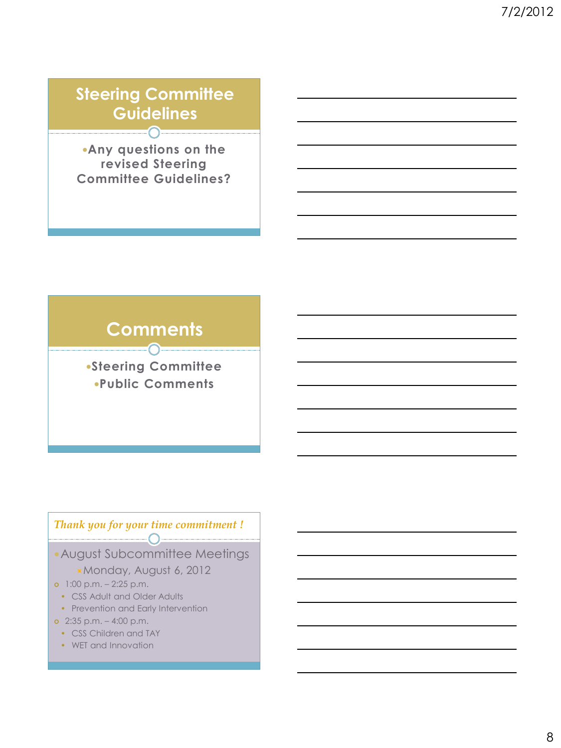## Steering Committee Guidelines

- Any questions on the revised Steering Committee Guidelines?

## Comments

- Steering Committee
- Public Comments

*Thank you for your time commitment !*

- August Subcommittee Meetings
  - Monday, August 6, 2012
- 1:00 p.m. – 2:25 p.m.
  - CSS Adult and Older Adults
  - Prevention and Early Intervention
- 2:35 p.m. – 4:00 p.m.
  - CSS Children and TAY
  - WET and Innovation